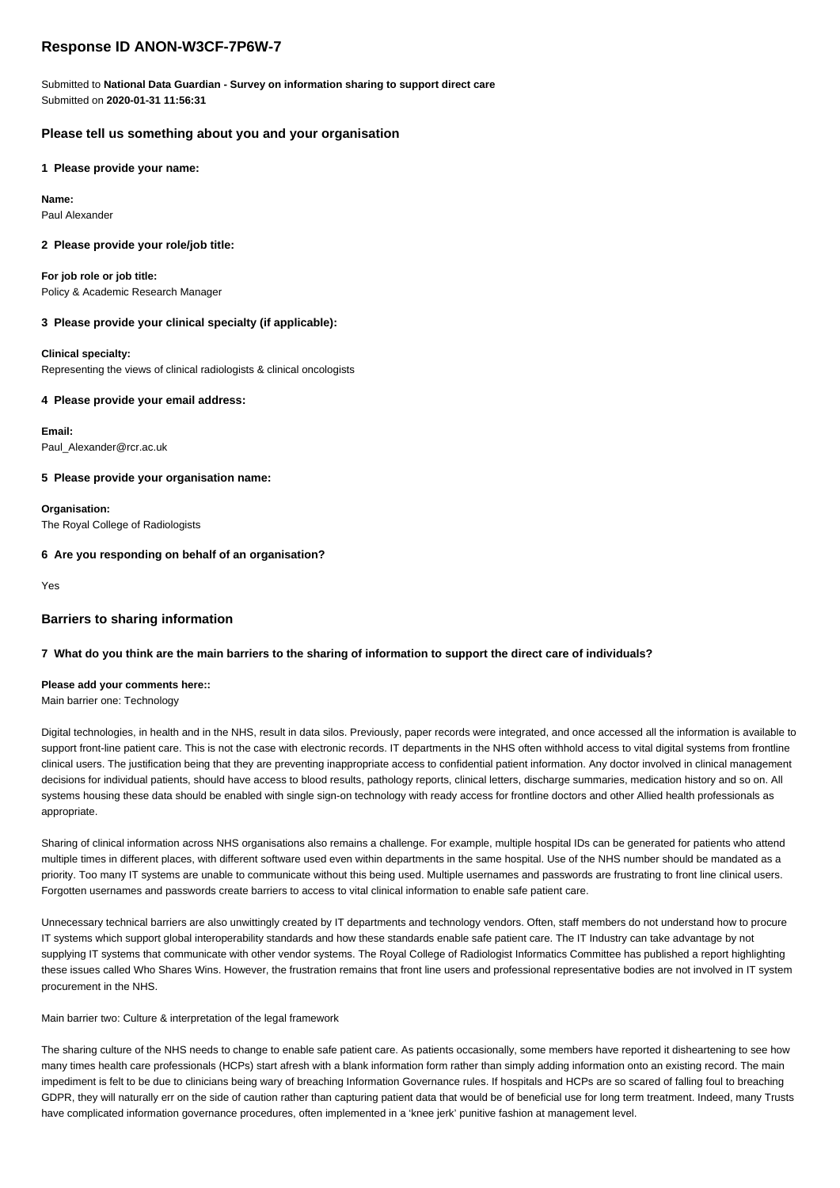# Response ID ANON-W3CF-7P6W-7

Submitted to **National Data Guardian - Survey on information sharing to support direct care**
Submitted on **2020-01-31 11:56:31**

## Please tell us something about you and your organisation

### 1 Please provide your name:

**Name:**
Paul Alexander

### 2 Please provide your role/job title:

**For job role or job title:**
Policy & Academic Research Manager

### 3 Please provide your clinical specialty (if applicable):

**Clinical specialty:**
Representing the views of clinical radiologists & clinical oncologists

### 4 Please provide your email address:

**Email:**
Paul_Alexander@rcr.ac.uk

### 5 Please provide your organisation name:

**Organisation:**
The Royal College of Radiologists

### 6 Are you responding on behalf of an organisation?

Yes

## Barriers to sharing information

### 7 What do you think are the main barriers to the sharing of information to support the direct care of individuals?

**Please add your comments here::**
Main barrier one: Technology

Digital technologies, in health and in the NHS, result in data silos. Previously, paper records were integrated, and once accessed all the information is available to support front-line patient care. This is not the case with electronic records. IT departments in the NHS often withhold access to vital digital systems from frontline clinical users. The justification being that they are preventing inappropriate access to confidential patient information. Any doctor involved in clinical management decisions for individual patients, should have access to blood results, pathology reports, clinical letters, discharge summaries, medication history and so on. All systems housing these data should be enabled with single sign-on technology with ready access for frontline doctors and other Allied health professionals as appropriate.

Sharing of clinical information across NHS organisations also remains a challenge. For example, multiple hospital IDs can be generated for patients who attend multiple times in different places, with different software used even within departments in the same hospital. Use of the NHS number should be mandated as a priority. Too many IT systems are unable to communicate without this being used. Multiple usernames and passwords are frustrating to front line clinical users. Forgotten usernames and passwords create barriers to access to vital clinical information to enable safe patient care.

Unnecessary technical barriers are also unwittingly created by IT departments and technology vendors. Often, staff members do not understand how to procure IT systems which support global interoperability standards and how these standards enable safe patient care. The IT Industry can take advantage by not supplying IT systems that communicate with other vendor systems. The Royal College of Radiologist Informatics Committee has published a report highlighting these issues called Who Shares Wins. However, the frustration remains that front line users and professional representative bodies are not involved in IT system procurement in the NHS.

Main barrier two: Culture & interpretation of the legal framework

The sharing culture of the NHS needs to change to enable safe patient care. As patients occasionally, some members have reported it disheartening to see how many times health care professionals (HCPs) start afresh with a blank information form rather than simply adding information onto an existing record. The main impediment is felt to be due to clinicians being wary of breaching Information Governance rules. If hospitals and HCPs are so scared of falling foul to breaching GDPR, they will naturally err on the side of caution rather than capturing patient data that would be of beneficial use for long term treatment. Indeed, many Trusts have complicated information governance procedures, often implemented in a 'knee jerk' punitive fashion at management level.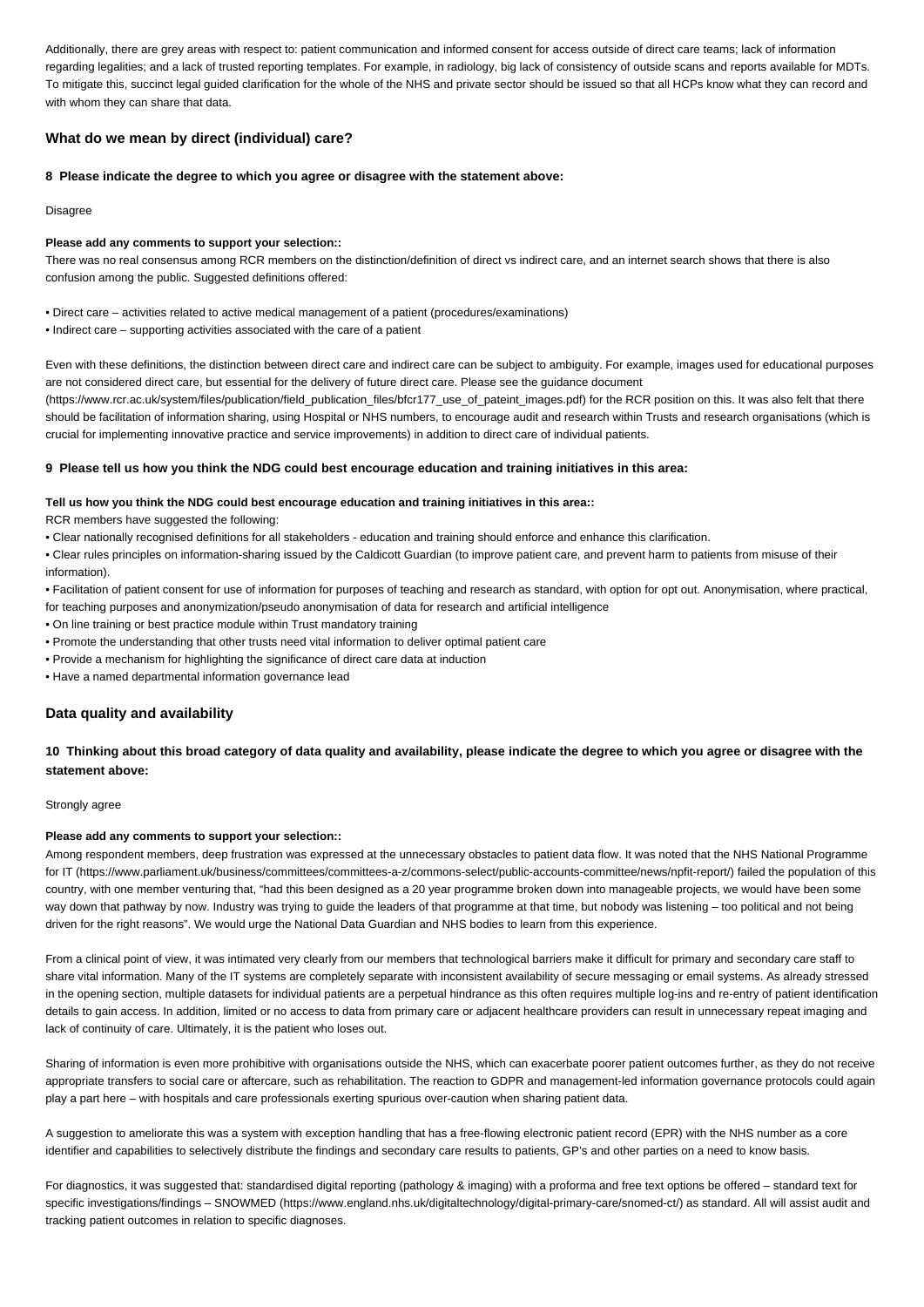Additionally, there are grey areas with respect to: patient communication and informed consent for access outside of direct care teams; lack of information regarding legalities; and a lack of trusted reporting templates. For example, in radiology, big lack of consistency of outside scans and reports available for MDTs. To mitigate this, succinct legal guided clarification for the whole of the NHS and private sector should be issued so that all HCPs know what they can record and with whom they can share that data.

### What do we mean by direct (individual) care?

**8 Please indicate the degree to which you agree or disagree with the statement above:**

Disagree

**Please add any comments to support your selection::**

There was no real consensus among RCR members on the distinction/definition of direct vs indirect care, and an internet search shows that there is also confusion among the public. Suggested definitions offered:

• Direct care – activities related to active medical management of a patient (procedures/examinations)
• Indirect care – supporting activities associated with the care of a patient

Even with these definitions, the distinction between direct care and indirect care can be subject to ambiguity. For example, images used for educational purposes are not considered direct care, but essential for the delivery of future direct care. Please see the guidance document (https://www.rcr.ac.uk/system/files/publication/field_publication_files/bfcr177_use_of_pateint_images.pdf) for the RCR position on this. It was also felt that there should be facilitation of information sharing, using Hospital or NHS numbers, to encourage audit and research within Trusts and research organisations (which is crucial for implementing innovative practice and service improvements) in addition to direct care of individual patients.

**9 Please tell us how you think the NDG could best encourage education and training initiatives in this area:**

**Tell us how you think the NDG could best encourage education and training initiatives in this area::**

RCR members have suggested the following:

• Clear nationally recognised definitions for all stakeholders - education and training should enforce and enhance this clarification.
• Clear rules principles on information-sharing issued by the Caldicott Guardian (to improve patient care, and prevent harm to patients from misuse of their information).
• Facilitation of patient consent for use of information for purposes of teaching and research as standard, with option for opt out. Anonymisation, where practical, for teaching purposes and anonymization/pseudo anonymisation of data for research and artificial intelligence
• On line training or best practice module within Trust mandatory training
• Promote the understanding that other trusts need vital information to deliver optimal patient care
• Provide a mechanism for highlighting the significance of direct care data at induction
• Have a named departmental information governance lead

### Data quality and availability

**10 Thinking about this broad category of data quality and availability, please indicate the degree to which you agree or disagree with the statement above:**

Strongly agree

**Please add any comments to support your selection::**

Among respondent members, deep frustration was expressed at the unnecessary obstacles to patient data flow. It was noted that the NHS National Programme for IT (https://www.parliament.uk/business/committees/committees-a-z/commons-select/public-accounts-committee/news/npfit-report/) failed the population of this country, with one member venturing that, "had this been designed as a 20 year programme broken down into manageable projects, we would have been some way down that pathway by now. Industry was trying to guide the leaders of that programme at that time, but nobody was listening – too political and not being driven for the right reasons". We would urge the National Data Guardian and NHS bodies to learn from this experience.

From a clinical point of view, it was intimated very clearly from our members that technological barriers make it difficult for primary and secondary care staff to share vital information. Many of the IT systems are completely separate with inconsistent availability of secure messaging or email systems. As already stressed in the opening section, multiple datasets for individual patients are a perpetual hindrance as this often requires multiple log-ins and re-entry of patient identification details to gain access. In addition, limited or no access to data from primary care or adjacent healthcare providers can result in unnecessary repeat imaging and lack of continuity of care. Ultimately, it is the patient who loses out.

Sharing of information is even more prohibitive with organisations outside the NHS, which can exacerbate poorer patient outcomes further, as they do not receive appropriate transfers to social care or aftercare, such as rehabilitation. The reaction to GDPR and management-led information governance protocols could again play a part here – with hospitals and care professionals exerting spurious over-caution when sharing patient data.

A suggestion to ameliorate this was a system with exception handling that has a free-flowing electronic patient record (EPR) with the NHS number as a core identifier and capabilities to selectively distribute the findings and secondary care results to patients, GP's and other parties on a need to know basis.

For diagnostics, it was suggested that: standardised digital reporting (pathology & imaging) with a proforma and free text options be offered – standard text for specific investigations/findings – SNOWMED (https://www.england.nhs.uk/digitaltechnology/digital-primary-care/snomed-ct/) as standard. All will assist audit and tracking patient outcomes in relation to specific diagnoses.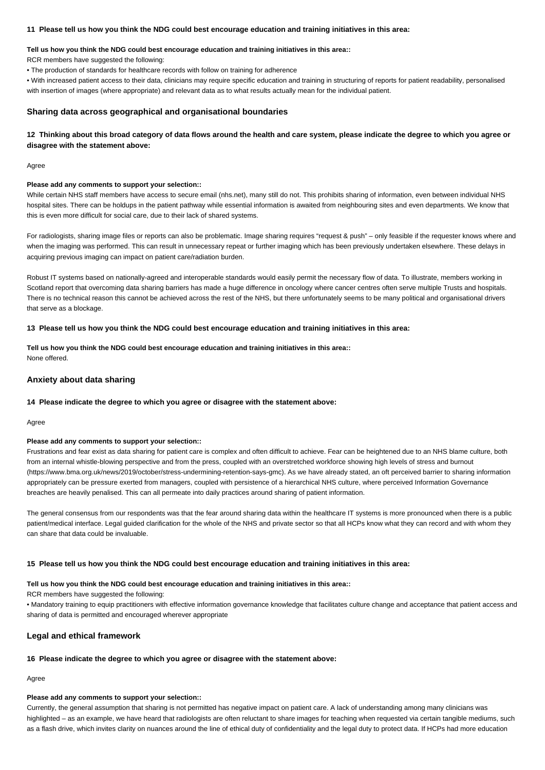#### 11 Please tell us how you think the NDG could best encourage education and training initiatives in this area:

**Tell us how you think the NDG could best encourage education and training initiatives in this area::**

RCR members have suggested the following:

• The production of standards for healthcare records with follow on training for adherence

• With increased patient access to their data, clinicians may require specific education and training in structuring of reports for patient readability, personalised with insertion of images (where appropriate) and relevant data as to what results actually mean for the individual patient.

### Sharing data across geographical and organisational boundaries

#### 12 Thinking about this broad category of data flows around the health and care system, please indicate the degree to which you agree or disagree with the statement above:

Agree

**Please add any comments to support your selection::**

While certain NHS staff members have access to secure email (nhs.net), many still do not. This prohibits sharing of information, even between individual NHS hospital sites. There can be holdups in the patient pathway while essential information is awaited from neighbouring sites and even departments. We know that this is even more difficult for social care, due to their lack of shared systems.

For radiologists, sharing image files or reports can also be problematic. Image sharing requires "request & push" – only feasible if the requester knows where and when the imaging was performed. This can result in unnecessary repeat or further imaging which has been previously undertaken elsewhere. These delays in acquiring previous imaging can impact on patient care/radiation burden.

Robust IT systems based on nationally-agreed and interoperable standards would easily permit the necessary flow of data. To illustrate, members working in Scotland report that overcoming data sharing barriers has made a huge difference in oncology where cancer centres often serve multiple Trusts and hospitals. There is no technical reason this cannot be achieved across the rest of the NHS, but there unfortunately seems to be many political and organisational drivers that serve as a blockage.

#### 13 Please tell us how you think the NDG could best encourage education and training initiatives in this area:

**Tell us how you think the NDG could best encourage education and training initiatives in this area::**

None offered.

### Anxiety about data sharing

#### 14 Please indicate the degree to which you agree or disagree with the statement above:

Agree

**Please add any comments to support your selection::**

Frustrations and fear exist as data sharing for patient care is complex and often difficult to achieve. Fear can be heightened due to an NHS blame culture, both from an internal whistle-blowing perspective and from the press, coupled with an overstretched workforce showing high levels of stress and burnout (https://www.bma.org.uk/news/2019/october/stress-undermining-retention-says-gmc). As we have already stated, an oft perceived barrier to sharing information appropriately can be pressure exerted from managers, coupled with persistence of a hierarchical NHS culture, where perceived Information Governance breaches are heavily penalised. This can all permeate into daily practices around sharing of patient information.

The general consensus from our respondents was that the fear around sharing data within the healthcare IT systems is more pronounced when there is a public patient/medical interface. Legal guided clarification for the whole of the NHS and private sector so that all HCPs know what they can record and with whom they can share that data could be invaluable.

#### 15 Please tell us how you think the NDG could best encourage education and training initiatives in this area:

**Tell us how you think the NDG could best encourage education and training initiatives in this area::**

RCR members have suggested the following:

• Mandatory training to equip practitioners with effective information governance knowledge that facilitates culture change and acceptance that patient access and sharing of data is permitted and encouraged wherever appropriate

### Legal and ethical framework

#### 16 Please indicate the degree to which you agree or disagree with the statement above:

Agree

**Please add any comments to support your selection::**

Currently, the general assumption that sharing is not permitted has negative impact on patient care. A lack of understanding among many clinicians was highlighted – as an example, we have heard that radiologists are often reluctant to share images for teaching when requested via certain tangible mediums, such as a flash drive, which invites clarity on nuances around the line of ethical duty of confidentiality and the legal duty to protect data. If HCPs had more education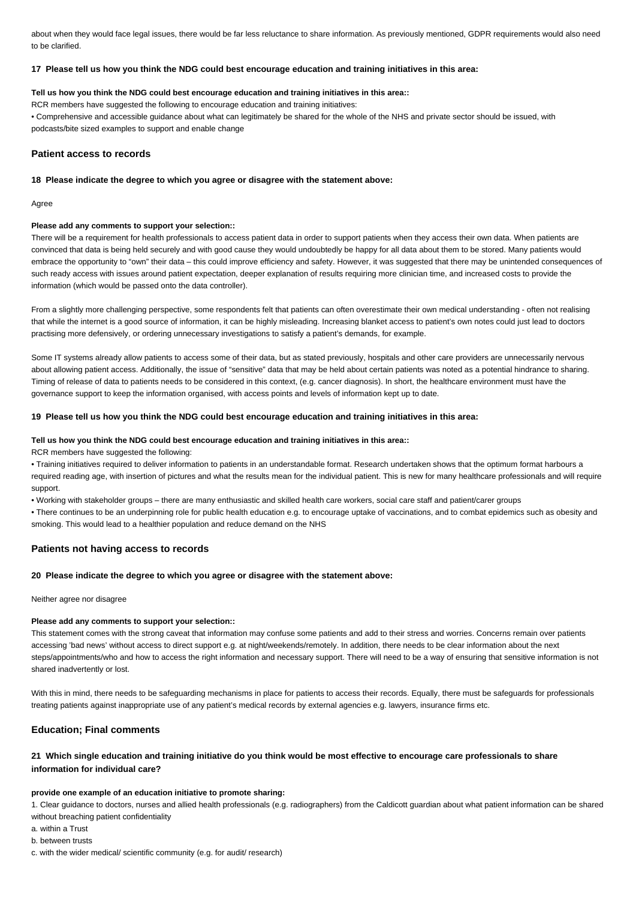about when they would face legal issues, there would be far less reluctance to share information. As previously mentioned, GDPR requirements would also need to be clarified.

**17 Please tell us how you think the NDG could best encourage education and training initiatives in this area:**

**Tell us how you think the NDG could best encourage education and training initiatives in this area::**

RCR members have suggested the following to encourage education and training initiatives:

• Comprehensive and accessible guidance about what can legitimately be shared for the whole of the NHS and private sector should be issued, with podcasts/bite sized examples to support and enable change

### Patient access to records

**18 Please indicate the degree to which you agree or disagree with the statement above:**

Agree

**Please add any comments to support your selection::**

There will be a requirement for health professionals to access patient data in order to support patients when they access their own data. When patients are convinced that data is being held securely and with good cause they would undoubtedly be happy for all data about them to be stored. Many patients would embrace the opportunity to "own" their data – this could improve efficiency and safety. However, it was suggested that there may be unintended consequences of such ready access with issues around patient expectation, deeper explanation of results requiring more clinician time, and increased costs to provide the information (which would be passed onto the data controller).

From a slightly more challenging perspective, some respondents felt that patients can often overestimate their own medical understanding - often not realising that while the internet is a good source of information, it can be highly misleading. Increasing blanket access to patient's own notes could just lead to doctors practising more defensively, or ordering unnecessary investigations to satisfy a patient's demands, for example.

Some IT systems already allow patients to access some of their data, but as stated previously, hospitals and other care providers are unnecessarily nervous about allowing patient access. Additionally, the issue of "sensitive" data that may be held about certain patients was noted as a potential hindrance to sharing. Timing of release of data to patients needs to be considered in this context, (e.g. cancer diagnosis). In short, the healthcare environment must have the governance support to keep the information organised, with access points and levels of information kept up to date.

**19 Please tell us how you think the NDG could best encourage education and training initiatives in this area:**

**Tell us how you think the NDG could best encourage education and training initiatives in this area::**

RCR members have suggested the following:

• Training initiatives required to deliver information to patients in an understandable format. Research undertaken shows that the optimum format harbours a required reading age, with insertion of pictures and what the results mean for the individual patient. This is new for many healthcare professionals and will require support.

• Working with stakeholder groups – there are many enthusiastic and skilled health care workers, social care staff and patient/carer groups

• There continues to be an underpinning role for public health education e.g. to encourage uptake of vaccinations, and to combat epidemics such as obesity and smoking. This would lead to a healthier population and reduce demand on the NHS

### Patients not having access to records

**20 Please indicate the degree to which you agree or disagree with the statement above:**

Neither agree nor disagree

**Please add any comments to support your selection::**

This statement comes with the strong caveat that information may confuse some patients and add to their stress and worries. Concerns remain over patients accessing 'bad news' without access to direct support e.g. at night/weekends/remotely. In addition, there needs to be clear information about the next steps/appointments/who and how to access the right information and necessary support. There will need to be a way of ensuring that sensitive information is not shared inadvertently or lost.

With this in mind, there needs to be safeguarding mechanisms in place for patients to access their records. Equally, there must be safeguards for professionals treating patients against inappropriate use of any patient's medical records by external agencies e.g. lawyers, insurance firms etc.

### Education; Final comments

**21 Which single education and training initiative do you think would be most effective to encourage care professionals to share information for individual care?**

**provide one example of an education initiative to promote sharing:**

1. Clear guidance to doctors, nurses and allied health professionals (e.g. radiographers) from the Caldicott guardian about what patient information can be shared without breaching patient confidentiality

a. within a Trust

b. between trusts

c. with the wider medical/ scientific community (e.g. for audit/ research)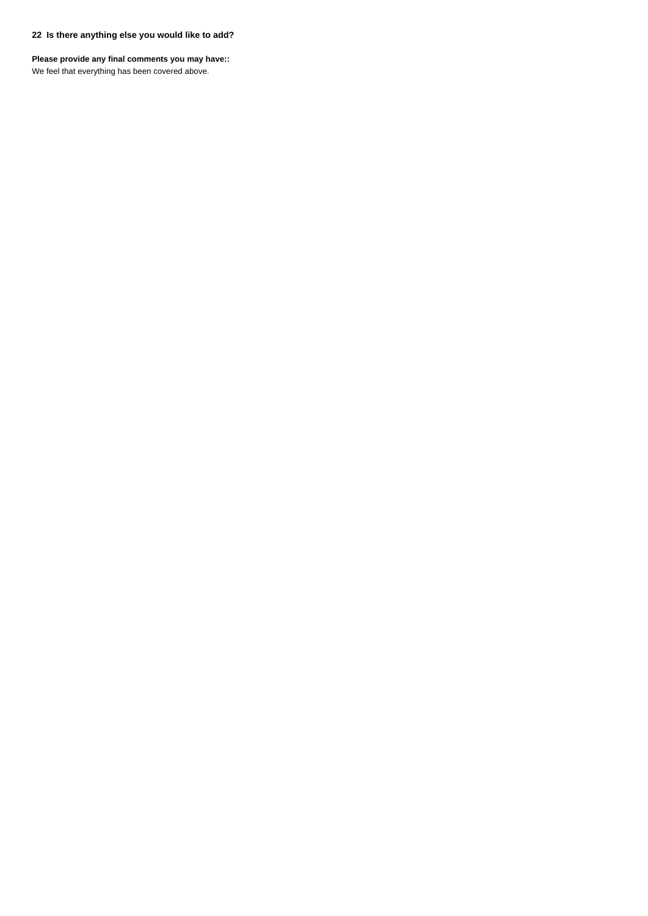**22 Is there anything else you would like to add?**

**Please provide any final comments you may have::**

We feel that everything has been covered above.